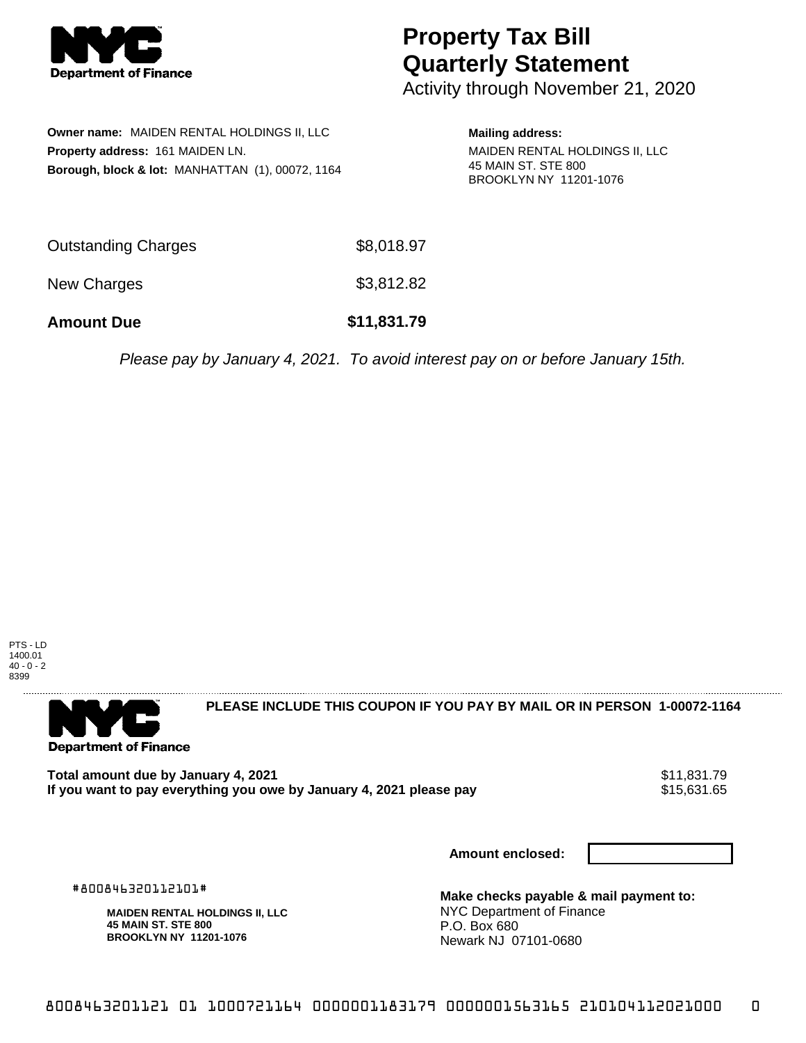# Property Tax Bill Quarterly Statement

Activity through November 21, 2020

**Owner name:** MAIDEN RENTAL HOLDINGS II, LLC
**Property address:** 161 MAIDEN LN.
**Borough, block & lot:** MANHATTAN (1), 00072, 1164

**Mailing address:**
MAIDEN RENTAL HOLDINGS II, LLC
45 MAIN ST. STE 800
BROOKLYN NY 11201-1076

| | |
|---|---|
| Outstanding Charges | $8,018.97 |
| New Charges | $3,812.82 |
| **Amount Due** | **$11,831.79** |

*Please pay by January 4, 2021. To avoid interest pay on or before January 15th.*

PTS - LD
1400.01
40 - 0 - 2
8399

**PLEASE INCLUDE THIS COUPON IF YOU PAY BY MAIL OR IN PERSON 1-00072-1164**

| | |
|---|---|
| **Total amount due by January 4, 2021** | $11,831.79 |
| **If you want to pay everything you owe by January 4, 2021 please pay** | $15,631.65 |

**Amount enclosed:**

#800846320112101#

**MAIDEN RENTAL HOLDINGS II, LLC**
**45 MAIN ST. STE 800**
**BROOKLYN NY 11201-1076**

**Make checks payable & mail payment to:**
NYC Department of Finance
P.O. Box 680
Newark NJ 07101-0680

8008463201121 01 1000721164 0000001183179 0000001563165 210104112021000 0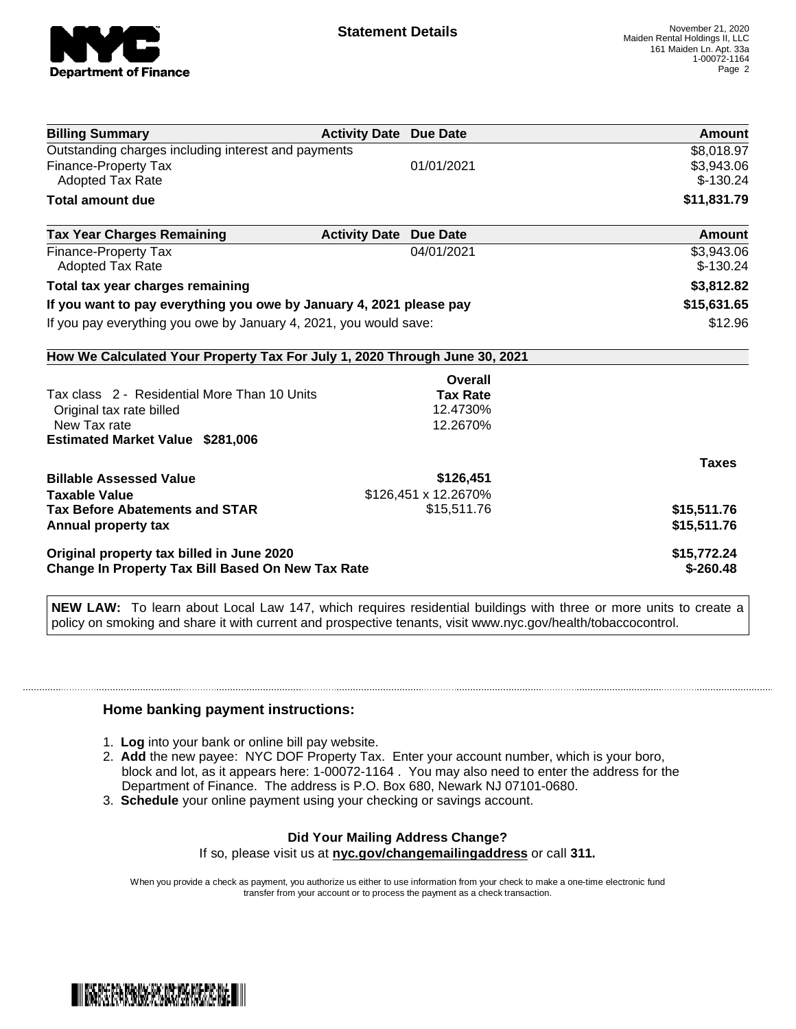**Statement Details**

November 21, 2020
Maiden Rental Holdings II, LLC
161 Maiden Ln. Apt. 33a
1-00072-1164

| Billing Summary | Activity Date | Due Date | Amount |
|---|---|---|---|
| Outstanding charges including interest and payments | | | $8,018.97 |
| Finance-Property Tax | | 01/01/2021 | $3,943.06 |
| Adopted Tax Rate | | | $-130.24 |
| **Total amount due** | | | **$11,831.79** |

| Tax Year Charges Remaining | Activity Date | Due Date | Amount |
|---|---|---|---|
| Finance-Property Tax | | 04/01/2021 | $3,943.06 |
| Adopted Tax Rate | | | $-130.24 |
| **Total tax year charges remaining** | | | **$3,812.82** |
| **If you want to pay everything you owe by January 4, 2021 please pay** | | | **$15,631.65** |
| If you pay everything you owe by January 4, 2021, you would save: | | | $12.96 |

**How We Calculated Your Property Tax For July 1, 2020 Through June 30, 2021**

| | Overall Tax Rate | Taxes |
|---|---|---|
| Tax class 2 - Residential More Than 10 Units | | |
| Original tax rate billed | 12.4730% | |
| New Tax rate | 12.2670% | |
| **Estimated Market Value $281,006** | | |
| **Billable Assessed Value** | **$126,451** | |
| **Taxable Value** | $126,451 x 12.2670% | |
| **Tax Before Abatements and STAR** | $15,511.76 | **$15,511.76** |
| **Annual property tax** | | **$15,511.76** |
| **Original property tax billed in June 2020** | | **$15,772.24** |
| **Change In Property Tax Bill Based On New Tax Rate** | | **$-260.48** |

**NEW LAW:** To learn about Local Law 147, which requires residential buildings with three or more units to create a policy on smoking and share it with current and prospective tenants, visit www.nyc.gov/health/tobaccocontrol.

## Home banking payment instructions:

1. **Log** into your bank or online bill pay website.
2. **Add** the new payee: NYC DOF Property Tax. Enter your account number, which is your boro, block and lot, as it appears here: 1-00072-1164 . You may also need to enter the address for the Department of Finance. The address is P.O. Box 680, Newark NJ 07101-0680.
3. **Schedule** your online payment using your checking or savings account.

**Did Your Mailing Address Change?**
If so, please visit us at **nyc.gov/changemailingaddress** or call **311.**

When you provide a check as payment, you authorize us either to use information from your check to make a one-time electronic fund transfer from your account or to process the payment as a check transaction.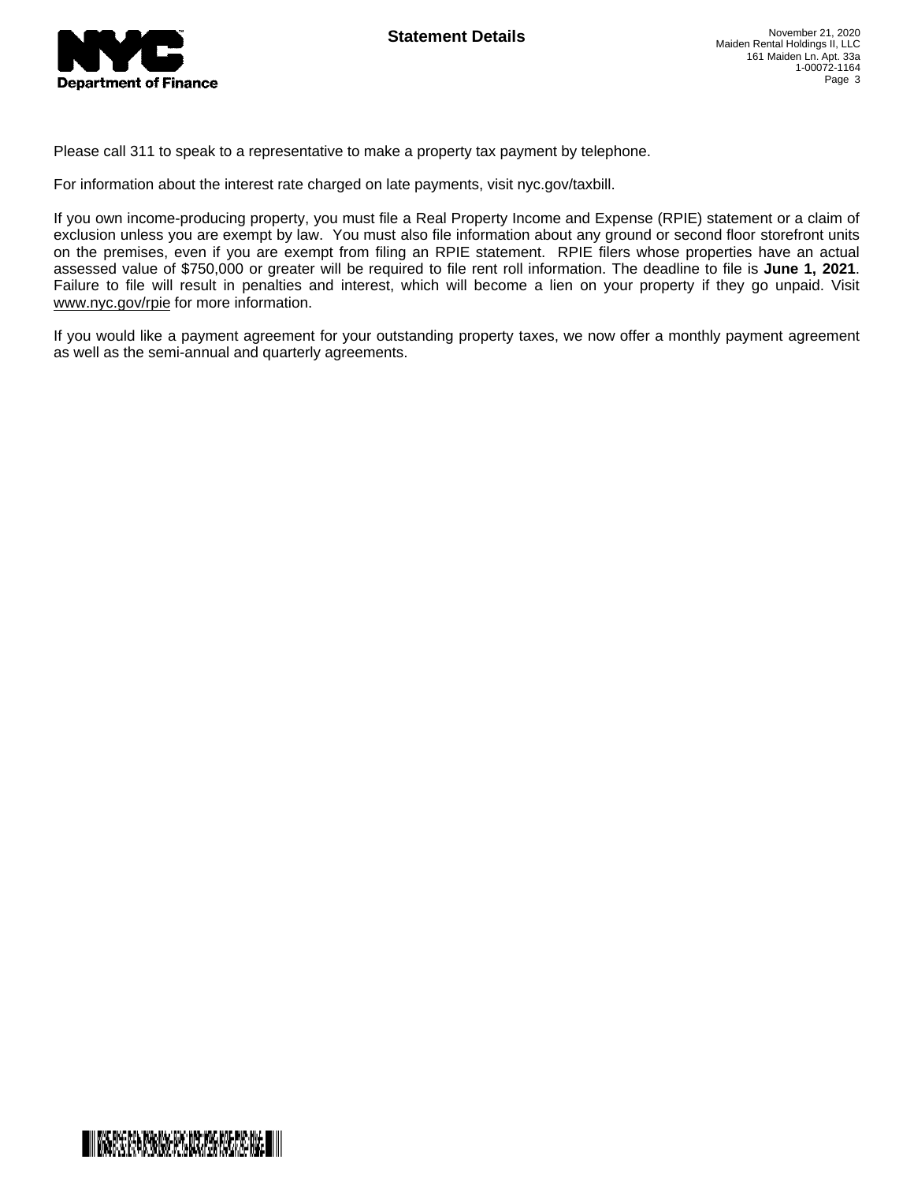Please call 311 to speak to a representative to make a property tax payment by telephone.

For information about the interest rate charged on late payments, visit nyc.gov/taxbill.

If you own income-producing property, you must file a Real Property Income and Expense (RPIE) statement or a claim of exclusion unless you are exempt by law. You must also file information about any ground or second floor storefront units on the premises, even if you are exempt from filing an RPIE statement. RPIE filers whose properties have an actual assessed value of $750,000 or greater will be required to file rent roll information. The deadline to file is **June 1, 2021**. Failure to file will result in penalties and interest, which will become a lien on your property if they go unpaid. Visit www.nyc.gov/rpie for more information.

If you would like a payment agreement for your outstanding property taxes, we now offer a monthly payment agreement as well as the semi-annual and quarterly agreements.